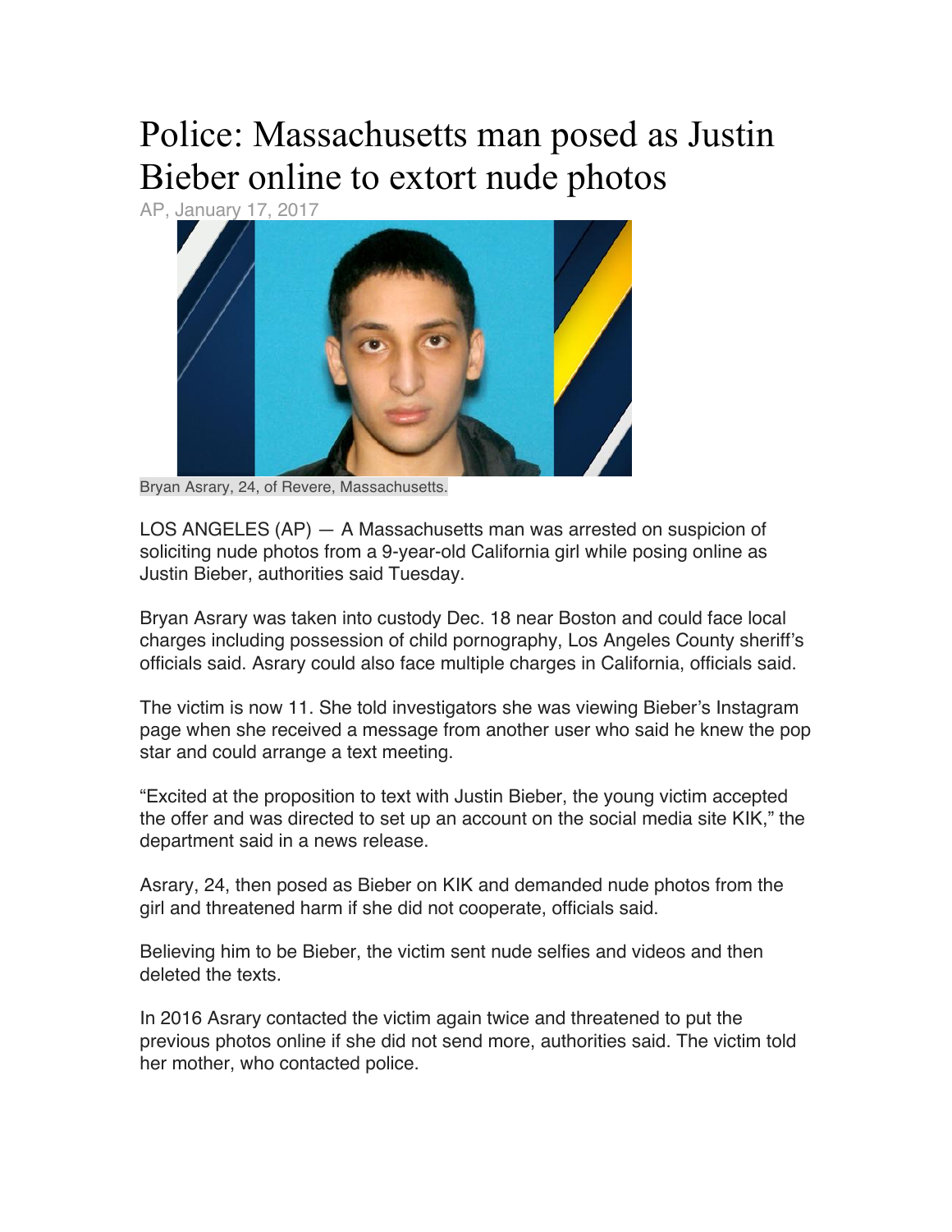# Police: Massachusetts man posed as Justin Bieber online to extort nude photos

AP, January 17, 2017

Bryan Asrary, 24, of Revere, Massachusetts.

LOS ANGELES (AP) — A Massachusetts man was arrested on suspicion of soliciting nude photos from a 9-year-old California girl while posing online as Justin Bieber, authorities said Tuesday.

Bryan Asrary was taken into custody Dec. 18 near Boston and could face local charges including possession of child pornography, Los Angeles County sheriff's officials said. Asrary could also face multiple charges in California, officials said.

The victim is now 11. She told investigators she was viewing Bieber's Instagram page when she received a message from another user who said he knew the pop star and could arrange a text meeting.

"Excited at the proposition to text with Justin Bieber, the young victim accepted the offer and was directed to set up an account on the social media site KIK," the department said in a news release.

Asrary, 24, then posed as Bieber on KIK and demanded nude photos from the girl and threatened harm if she did not cooperate, officials said.

Believing him to be Bieber, the victim sent nude selfies and videos and then deleted the texts.

In 2016 Asrary contacted the victim again twice and threatened to put the previous photos online if she did not send more, authorities said. The victim told her mother, who contacted police.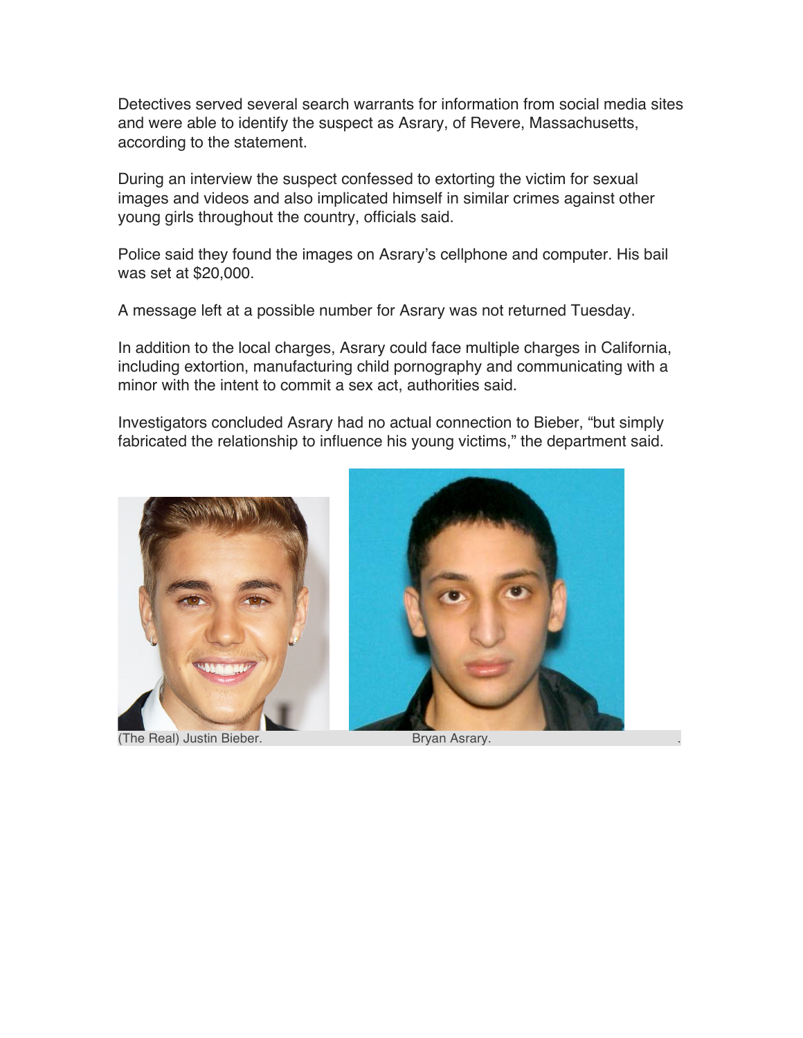Detectives served several search warrants for information from social media sites and were able to identify the suspect as Asrary, of Revere, Massachusetts, according to the statement.

During an interview the suspect confessed to extorting the victim for sexual images and videos and also implicated himself in similar crimes against other young girls throughout the country, officials said.

Police said they found the images on Asrary's cellphone and computer. His bail was set at $20,000.

A message left at a possible number for Asrary was not returned Tuesday.

In addition to the local charges, Asrary could face multiple charges in California, including extortion, manufacturing child pornography and communicating with a minor with the intent to commit a sex act, authorities said.

Investigators concluded Asrary had no actual connection to Bieber, "but simply fabricated the relationship to influence his young victims," the department said.

(The Real) Justin Bieber.

Bryan Asrary.